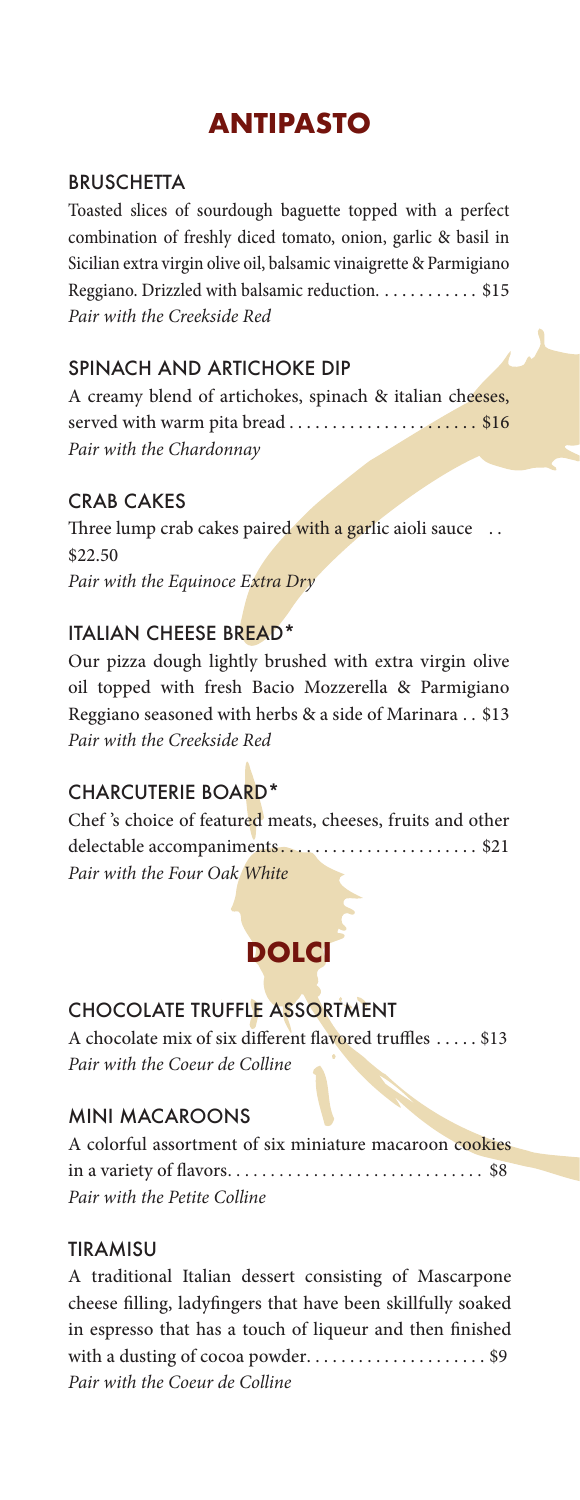# ANTIPASTO

### BRUSCHETTA

Toasted slices of sourdough baguette topped with a perfect combination of freshly diced tomato, onion, garlic & basil in Sicilian extra virgin olive oil, balsamic vinaigrette & Parmigiano Reggiano. Drizzled with balsamic reduction. . . . . . . . . . . . $15
*Pair with the Creekside Red*

### SPINACH AND ARTICHOKE DIP

A creamy blend of artichokes, spinach & italian cheeses, served with warm pita bread . . . . . . . . . . . . . . . . . . . . . . $16
*Pair with the Chardonnay*

### CRAB CAKES

Three lump crab cakes paired with a garlic aioli sauce . . $22.50
*Pair with the Equinoce Extra Dry*

### ITALIAN CHEESE BREAD*

Our pizza dough lightly brushed with extra virgin olive oil topped with fresh Bacio Mozzerella & Parmigiano Reggiano seasoned with herbs & a side of Marinara . . $13
*Pair with the Creekside Red*

### CHARCUTERIE BOARD*

Chef 's choice of featured meats, cheeses, fruits and other delectable accompaniments . . . . . . . . . . . . . . . . . . . . . . . $21
*Pair with the Four Oak White*

# DOLCI

### CHOCOLATE TRUFFLE ASSORTMENT

A chocolate mix of six different flavored truffles . . . . . $13
*Pair with the Coeur de Colline*

### MINI MACAROONS

A colorful assortment of six miniature macaroon cookies in a variety of flavors. . . . . . . . . . . . . . . . . . . . . . . . . . . . . . $8
*Pair with the Petite Colline*

### TIRAMISU

A traditional Italian dessert consisting of Mascarpone cheese filling, ladyfingers that have been skillfully soaked in espresso that has a touch of liqueur and then finished with a dusting of cocoa powder. . . . . . . . . . . . . . . . . . . . . $9
*Pair with the Coeur de Colline*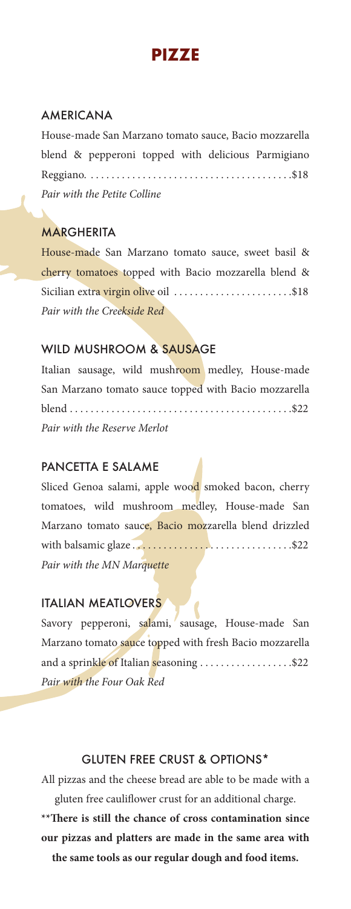# PIZZE

## AMERICANA

House-made San Marzano tomato sauce, Bacio mozzarella blend & pepperoni topped with delicious Parmigiano Reggiano. ........................................ $18

*Pair with the Petite Colline*

## MARGHERITA

House-made San Marzano tomato sauce, sweet basil & cherry tomatoes topped with Bacio mozzarella blend & Sicilian extra virgin olive oil ........................ $18

*Pair with the Creekside Red*

## WILD MUSHROOM & SAUSAGE

Italian sausage, wild mushroom medley, House-made San Marzano tomato sauce topped with Bacio mozzarella blend ........................................ $22

*Pair with the Reserve Merlot*

## PANCETTA E SALAME

Sliced Genoa salami, apple wood smoked bacon, cherry tomatoes, wild mushroom medley, House-made San Marzano tomato sauce, Bacio mozzarella blend drizzled with balsamic glaze ................................ $22

*Pair with the MN Marquette*

## ITALIAN MEATLOVERS

Savory pepperoni, salami, sausage, House-made San Marzano tomato sauce topped with fresh Bacio mozzarella and a sprinkle of Italian seasoning .................. $22

*Pair with the Four Oak Red*

## GLUTEN FREE CRUST & OPTIONS*

All pizzas and the cheese bread are able to be made with a gluten free cauliflower crust for an additional charge.

**\*\*There is still the chance of cross contamination since our pizzas and platters are made in the same area with the same tools as our regular dough and food items.**